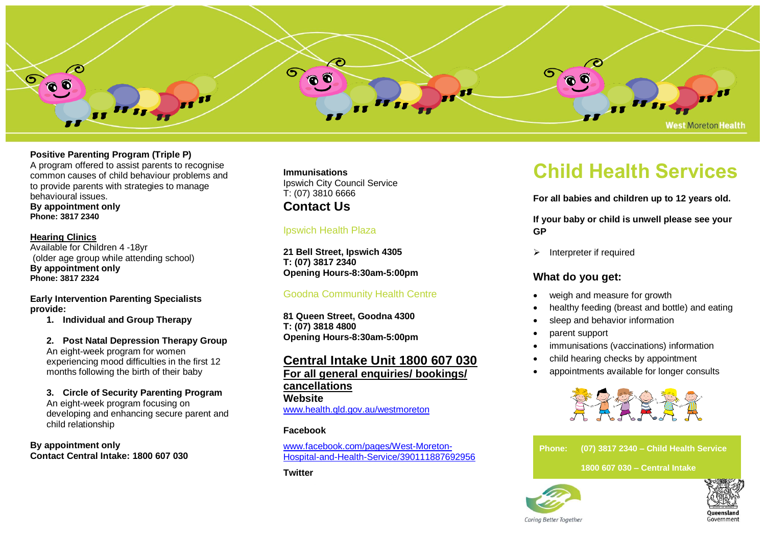# Child Health Services

**For all babies and children up to 12 years old.**

**If your baby or child is unwell please see your GP**

- Interpreter if required

## What do you get:

- weigh and measure for growth
- healthy feeding (breast and bottle) and eating
- sleep and behavior information
- parent support
- immunisations (vaccinations) information
- child hearing checks by appointment
- appointments available for longer consults

**Phone: (07) 3817 2340 – Child Health Service**

**1800 607 030 – Central Intake**

Caring Better Together

**Positive Parenting Program (Triple P)**
A program offered to assist parents to recognise common causes of child behaviour problems and to provide parents with strategies to manage behavioural issues.
**By appointment only**
**Phone: 3817 2340**

**Hearing Clinics**
Available for Children 4 -18yr
(older age group while attending school)
**By appointment only**
**Phone: 3817 2324**

**Early Intervention Parenting Specialists provide:**

1. **Individual and Group Therapy**

2. **Post Natal Depression Therapy Group**
   An eight-week program for women experiencing mood difficulties in the first 12 months following the birth of their baby

3. **Circle of Security Parenting Program**
   An eight-week program focusing on developing and enhancing secure parent and child relationship

**By appointment only**
**Contact Central Intake: 1800 607 030**

**Immunisations**
Ipswich City Council Service
T: (07) 3810 6666

## Contact Us

### Ipswich Health Plaza

**21 Bell Street, Ipswich 4305**
**T: (07) 3817 2340**
**Opening Hours-8:30am-5:00pm**

### Goodna Community Health Centre

**81 Queen Street, Goodna 4300**
**T: (07) 3818 4800**
**Opening Hours-8:30am-5:00pm**

## Central Intake Unit 1800 607 030

**For all general enquiries/ bookings/ cancellations**

**Website**
www.health.qld.gov.au/westmoreton

**Facebook**

www.facebook.com/pages/West-Moreton-Hospital-and-Health-Service/390111887692956

**Twitter**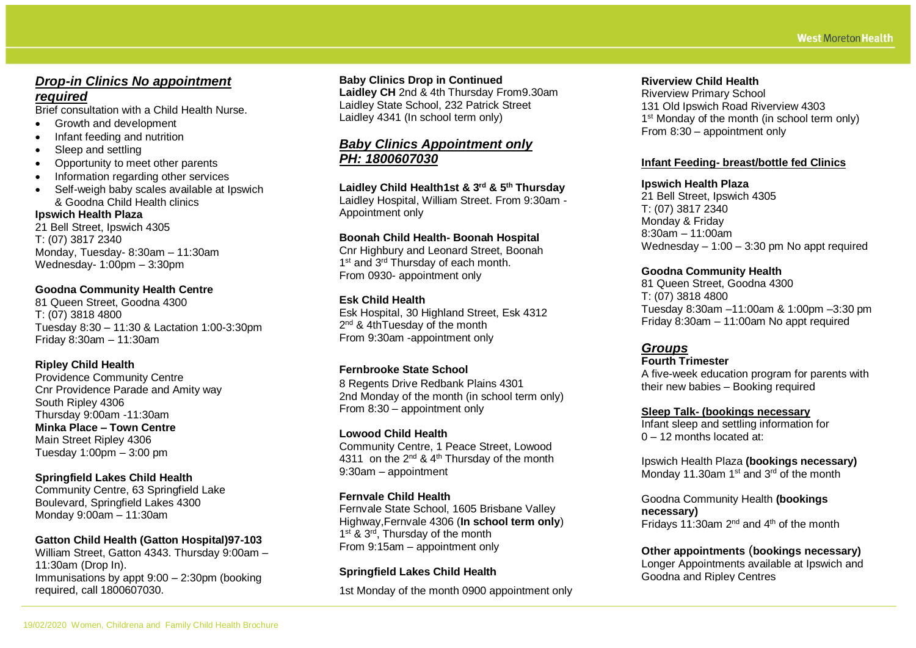## *Drop-in Clinics No appointment required*

Brief consultation with a Child Health Nurse.

- Growth and development
- Infant feeding and nutrition
- Sleep and settling
- Opportunity to meet other parents
- Information regarding other services
- Self-weigh baby scales available at Ipswich & Goodna Child Health clinics

**Ipswich Health Plaza**
21 Bell Street, Ipswich 4305
T: (07) 3817 2340
Monday, Tuesday- 8:30am – 11:30am
Wednesday- 1:00pm – 3:30pm

**Goodna Community Health Centre**
81 Queen Street, Goodna 4300
T: (07) 3818 4800
Tuesday 8:30 – 11:30 & Lactation 1:00-3:30pm
Friday 8:30am – 11:30am

**Ripley Child Health**
Providence Community Centre
Cnr Providence Parade and Amity way
South Ripley 4306
Thursday 9:00am -11:30am
**Minka Place – Town Centre**
Main Street Ripley 4306
Tuesday 1:00pm – 3:00 pm

**Springfield Lakes Child Health**
Community Centre, 63 Springfield Lake Boulevard, Springfield Lakes 4300
Monday 9:00am – 11:30am

**Gatton Child Health (Gatton Hospital)97-103**
William Street, Gatton 4343. Thursday 9:00am – 11:30am (Drop In).
Immunisations by appt 9:00 – 2:30pm (booking required, call 1800607030.

**Baby Clinics Drop in Continued**
**Laidley CH** 2nd & 4th Thursday From9.30am
Laidley State School, 232 Patrick Street
Laidley 4341 (In school term only)

## *Baby Clinics Appointment only PH: 1800607030*

**Laidley Child Health1st & 3rd & 5th Thursday**
Laidley Hospital, William Street. From 9:30am - Appointment only

**Boonah Child Health- Boonah Hospital**
Cnr Highbury and Leonard Street, Boonah
1st and 3rd Thursday of each month.
From 0930- appointment only

**Esk Child Health**
Esk Hospital, 30 Highland Street, Esk 4312
2nd & 4thTuesday of the month
From 9:30am -appointment only

**Fernbrooke State School**
8 Regents Drive Redbank Plains 4301
2nd Monday of the month (in school term only)
From 8:30 – appointment only

**Lowood Child Health**
Community Centre, 1 Peace Street, Lowood 4311 on the 2nd & 4th Thursday of the month
9:30am – appointment

**Fernvale Child Health**
Fernvale State School, 1605 Brisbane Valley Highway,Fernvale 4306 (**In school term only**)
1st & 3rd, Thursday of the month
From 9:15am – appointment only

**Springfield Lakes Child Health**
1st Monday of the month 0900 appointment only

**Riverview Child Health**
Riverview Primary School
131 Old Ipswich Road Riverview 4303
1st Monday of the month (in school term only)
From 8:30 – appointment only

**Infant Feeding- breast/bottle fed Clinics**

**Ipswich Health Plaza**
21 Bell Street, Ipswich 4305
T: (07) 3817 2340
Monday & Friday
8:30am – 11:00am
Wednesday – 1:00 – 3:30 pm No appt required

**Goodna Community Health**
81 Queen Street, Goodna 4300
T: (07) 3818 4800
Tuesday 8:30am –11:00am & 1:00pm –3:30 pm
Friday 8:30am – 11:00am No appt required

## *Groups*

**Fourth Trimester**
A five-week education program for parents with their new babies – Booking required

**Sleep Talk- (bookings necessary**
Infant sleep and settling information for 0 – 12 months located at:

Ipswich Health Plaza **(bookings necessary)**
Monday 11.30am 1st and 3rd of the month

Goodna Community Health **(bookings necessary)**
Fridays 11:30am 2nd and 4th of the month

**Other appointments (bookings necessary)**
Longer Appointments available at Ipswich and Goodna and Ripley Centres